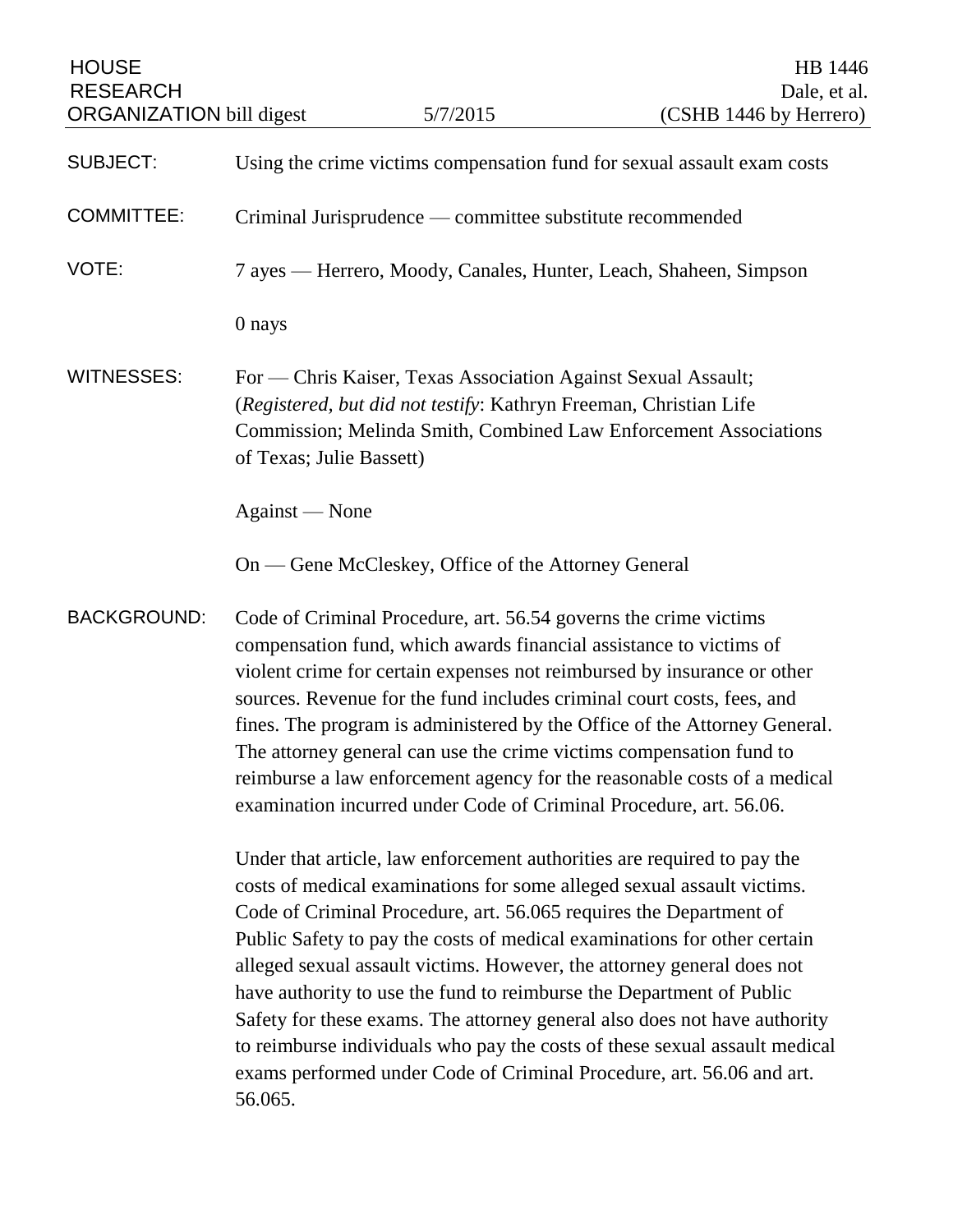HOUSE RESEARCH ORGANIZATION bill digest — 5/7/2015

HB 1446
Dale, et al.
(CSHB 1446 by Herrero)

**SUBJECT:** Using the crime victims compensation fund for sexual assault exam costs

**COMMITTEE:** Criminal Jurisprudence — committee substitute recommended

**VOTE:** 7 ayes — Herrero, Moody, Canales, Hunter, Leach, Shaheen, Simpson

0 nays

**WITNESSES:** For — Chris Kaiser, Texas Association Against Sexual Assault; (*Registered, but did not testify*: Kathryn Freeman, Christian Life Commission; Melinda Smith, Combined Law Enforcement Associations of Texas; Julie Bassett)

Against — None

On — Gene McCleskey, Office of the Attorney General

**BACKGROUND:** Code of Criminal Procedure, art. 56.54 governs the crime victims compensation fund, which awards financial assistance to victims of violent crime for certain expenses not reimbursed by insurance or other sources. Revenue for the fund includes criminal court costs, fees, and fines. The program is administered by the Office of the Attorney General. The attorney general can use the crime victims compensation fund to reimburse a law enforcement agency for the reasonable costs of a medical examination incurred under Code of Criminal Procedure, art. 56.06.

Under that article, law enforcement authorities are required to pay the costs of medical examinations for some alleged sexual assault victims. Code of Criminal Procedure, art. 56.065 requires the Department of Public Safety to pay the costs of medical examinations for other certain alleged sexual assault victims. However, the attorney general does not have authority to use the fund to reimburse the Department of Public Safety for these exams. The attorney general also does not have authority to reimburse individuals who pay the costs of these sexual assault medical exams performed under Code of Criminal Procedure, art. 56.06 and art. 56.065.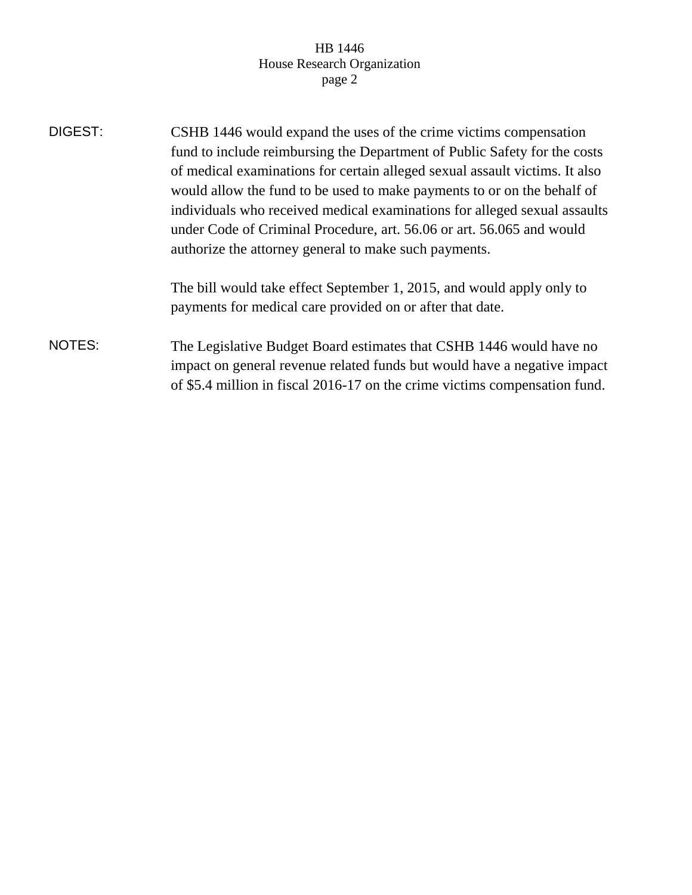**DIGEST:** CSHB 1446 would expand the uses of the crime victims compensation fund to include reimbursing the Department of Public Safety for the costs of medical examinations for certain alleged sexual assault victims. It also would allow the fund to be used to make payments to or on the behalf of individuals who received medical examinations for alleged sexual assaults under Code of Criminal Procedure, art. 56.06 or art. 56.065 and would authorize the attorney general to make such payments.

The bill would take effect September 1, 2015, and would apply only to payments for medical care provided on or after that date.

**NOTES:** The Legislative Budget Board estimates that CSHB 1446 would have no impact on general revenue related funds but would have a negative impact of $5.4 million in fiscal 2016-17 on the crime victims compensation fund.